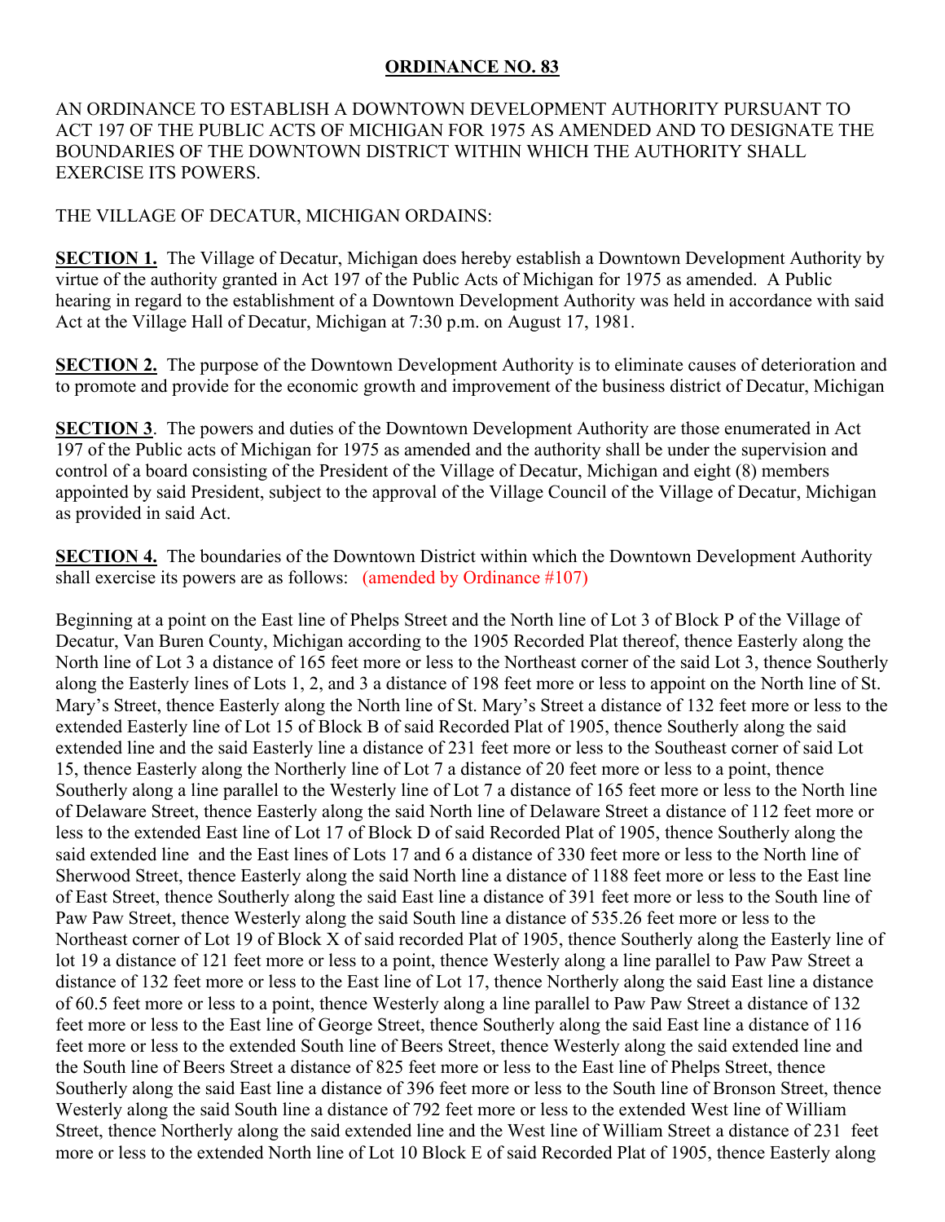**ORDINANCE NO. 83**

AN ORDINANCE TO ESTABLISH A DOWNTOWN DEVELOPMENT AUTHORITY PURSUANT TO ACT 197 OF THE PUBLIC ACTS OF MICHIGAN FOR 1975 AS AMENDED AND TO DESIGNATE THE BOUNDARIES OF THE DOWNTOWN DISTRICT WITHIN WHICH THE AUTHORITY SHALL EXERCISE ITS POWERS.

THE VILLAGE OF DECATUR, MICHIGAN ORDAINS:

**SECTION 1.** The Village of Decatur, Michigan does hereby establish a Downtown Development Authority by virtue of the authority granted in Act 197 of the Public Acts of Michigan for 1975 as amended. A Public hearing in regard to the establishment of a Downtown Development Authority was held in accordance with said Act at the Village Hall of Decatur, Michigan at 7:30 p.m. on August 17, 1981.

**SECTION 2.** The purpose of the Downtown Development Authority is to eliminate causes of deterioration and to promote and provide for the economic growth and improvement of the business district of Decatur, Michigan

**SECTION 3**. The powers and duties of the Downtown Development Authority are those enumerated in Act 197 of the Public acts of Michigan for 1975 as amended and the authority shall be under the supervision and control of a board consisting of the President of the Village of Decatur, Michigan and eight (8) members appointed by said President, subject to the approval of the Village Council of the Village of Decatur, Michigan as provided in said Act.

**SECTION 4.** The boundaries of the Downtown District within which the Downtown Development Authority shall exercise its powers are as follows: (amended by Ordinance #107)

Beginning at a point on the East line of Phelps Street and the North line of Lot 3 of Block P of the Village of Decatur, Van Buren County, Michigan according to the 1905 Recorded Plat thereof, thence Easterly along the North line of Lot 3 a distance of 165 feet more or less to the Northeast corner of the said Lot 3, thence Southerly along the Easterly lines of Lots 1, 2, and 3 a distance of 198 feet more or less to appoint on the North line of St. Mary's Street, thence Easterly along the North line of St. Mary's Street a distance of 132 feet more or less to the extended Easterly line of Lot 15 of Block B of said Recorded Plat of 1905, thence Southerly along the said extended line and the said Easterly line a distance of 231 feet more or less to the Southeast corner of said Lot 15, thence Easterly along the Northerly line of Lot 7 a distance of 20 feet more or less to a point, thence Southerly along a line parallel to the Westerly line of Lot 7 a distance of 165 feet more or less to the North line of Delaware Street, thence Easterly along the said North line of Delaware Street a distance of 112 feet more or less to the extended East line of Lot 17 of Block D of said Recorded Plat of 1905, thence Southerly along the said extended line and the East lines of Lots 17 and 6 a distance of 330 feet more or less to the North line of Sherwood Street, thence Easterly along the said North line a distance of 1188 feet more or less to the East line of East Street, thence Southerly along the said East line a distance of 391 feet more or less to the South line of Paw Paw Street, thence Westerly along the said South line a distance of 535.26 feet more or less to the Northeast corner of Lot 19 of Block X of said recorded Plat of 1905, thence Southerly along the Easterly line of lot 19 a distance of 121 feet more or less to a point, thence Westerly along a line parallel to Paw Paw Street a distance of 132 feet more or less to the East line of Lot 17, thence Northerly along the said East line a distance of 60.5 feet more or less to a point, thence Westerly along a line parallel to Paw Paw Street a distance of 132 feet more or less to the East line of George Street, thence Southerly along the said East line a distance of 116 feet more or less to the extended South line of Beers Street, thence Westerly along the said extended line and the South line of Beers Street a distance of 825 feet more or less to the East line of Phelps Street, thence Southerly along the said East line a distance of 396 feet more or less to the South line of Bronson Street, thence Westerly along the said South line a distance of 792 feet more or less to the extended West line of William Street, thence Northerly along the said extended line and the West line of William Street a distance of 231 feet more or less to the extended North line of Lot 10 Block E of said Recorded Plat of 1905, thence Easterly along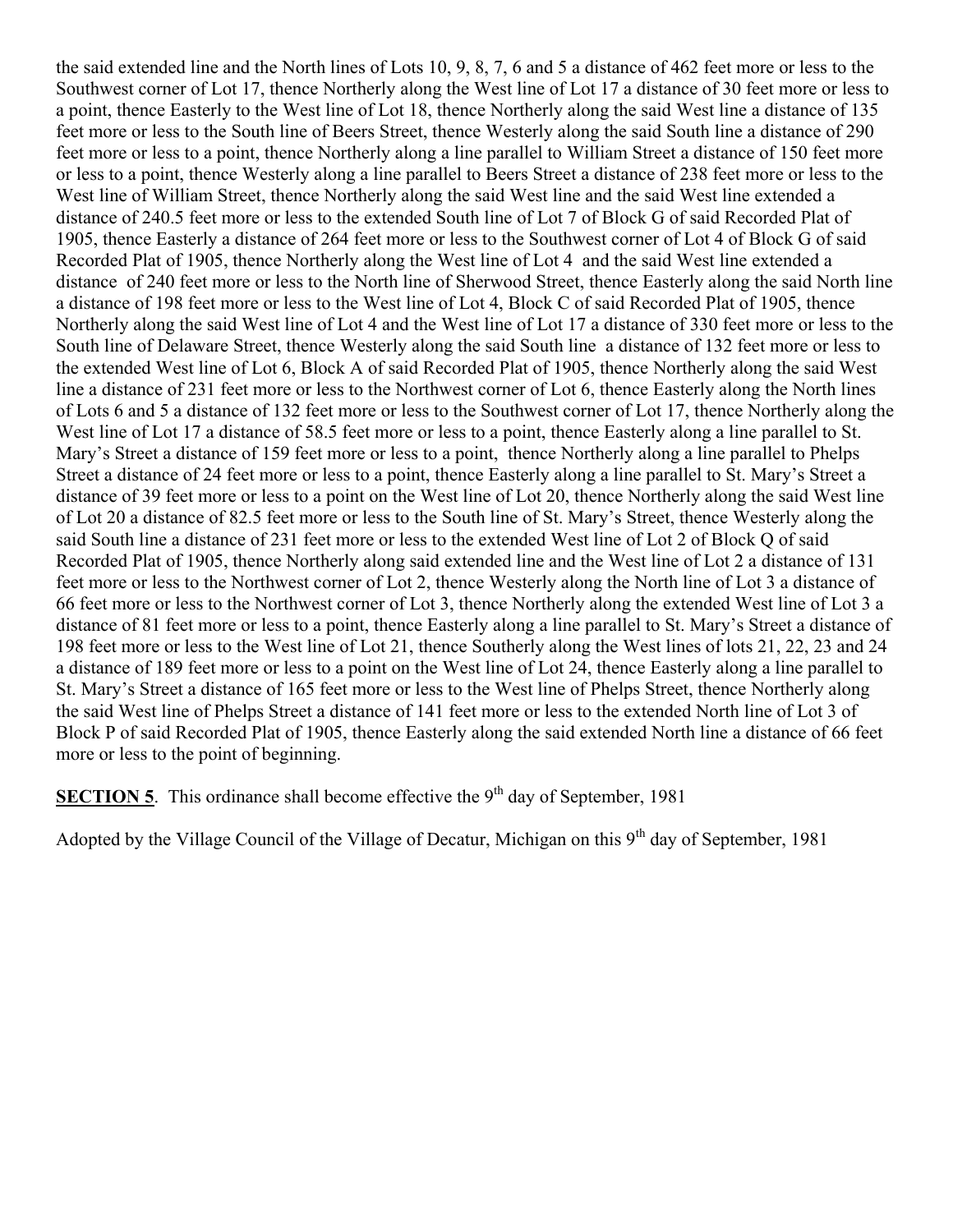the said extended line and the North lines of Lots 10, 9, 8, 7, 6 and 5 a distance of 462 feet more or less to the Southwest corner of Lot 17, thence Northerly along the West line of Lot 17 a distance of 30 feet more or less to a point, thence Easterly to the West line of Lot 18, thence Northerly along the said West line a distance of 135 feet more or less to the South line of Beers Street, thence Westerly along the said South line a distance of 290 feet more or less to a point, thence Northerly along a line parallel to William Street a distance of 150 feet more or less to a point, thence Westerly along a line parallel to Beers Street a distance of 238 feet more or less to the West line of William Street, thence Northerly along the said West line and the said West line extended a distance of 240.5 feet more or less to the extended South line of Lot 7 of Block G of said Recorded Plat of 1905, thence Easterly a distance of 264 feet more or less to the Southwest corner of Lot 4 of Block G of said Recorded Plat of 1905, thence Northerly along the West line of Lot 4 and the said West line extended a distance of 240 feet more or less to the North line of Sherwood Street, thence Easterly along the said North line a distance of 198 feet more or less to the West line of Lot 4, Block C of said Recorded Plat of 1905, thence Northerly along the said West line of Lot 4 and the West line of Lot 17 a distance of 330 feet more or less to the South line of Delaware Street, thence Westerly along the said South line a distance of 132 feet more or less to the extended West line of Lot 6, Block A of said Recorded Plat of 1905, thence Northerly along the said West line a distance of 231 feet more or less to the Northwest corner of Lot 6, thence Easterly along the North lines of Lots 6 and 5 a distance of 132 feet more or less to the Southwest corner of Lot 17, thence Northerly along the West line of Lot 17 a distance of 58.5 feet more or less to a point, thence Easterly along a line parallel to St. Mary's Street a distance of 159 feet more or less to a point, thence Northerly along a line parallel to Phelps Street a distance of 24 feet more or less to a point, thence Easterly along a line parallel to St. Mary's Street a distance of 39 feet more or less to a point on the West line of Lot 20, thence Northerly along the said West line of Lot 20 a distance of 82.5 feet more or less to the South line of St. Mary's Street, thence Westerly along the said South line a distance of 231 feet more or less to the extended West line of Lot 2 of Block Q of said Recorded Plat of 1905, thence Northerly along said extended line and the West line of Lot 2 a distance of 131 feet more or less to the Northwest corner of Lot 2, thence Westerly along the North line of Lot 3 a distance of 66 feet more or less to the Northwest corner of Lot 3, thence Northerly along the extended West line of Lot 3 a distance of 81 feet more or less to a point, thence Easterly along a line parallel to St. Mary's Street a distance of 198 feet more or less to the West line of Lot 21, thence Southerly along the West lines of lots 21, 22, 23 and 24 a distance of 189 feet more or less to a point on the West line of Lot 24, thence Easterly along a line parallel to St. Mary's Street a distance of 165 feet more or less to the West line of Phelps Street, thence Northerly along the said West line of Phelps Street a distance of 141 feet more or less to the extended North line of Lot 3 of Block P of said Recorded Plat of 1905, thence Easterly along the said extended North line a distance of 66 feet more or less to the point of beginning.

**SECTION 5**. This ordinance shall become effective the 9th day of September, 1981

Adopted by the Village Council of the Village of Decatur, Michigan on this 9th day of September, 1981